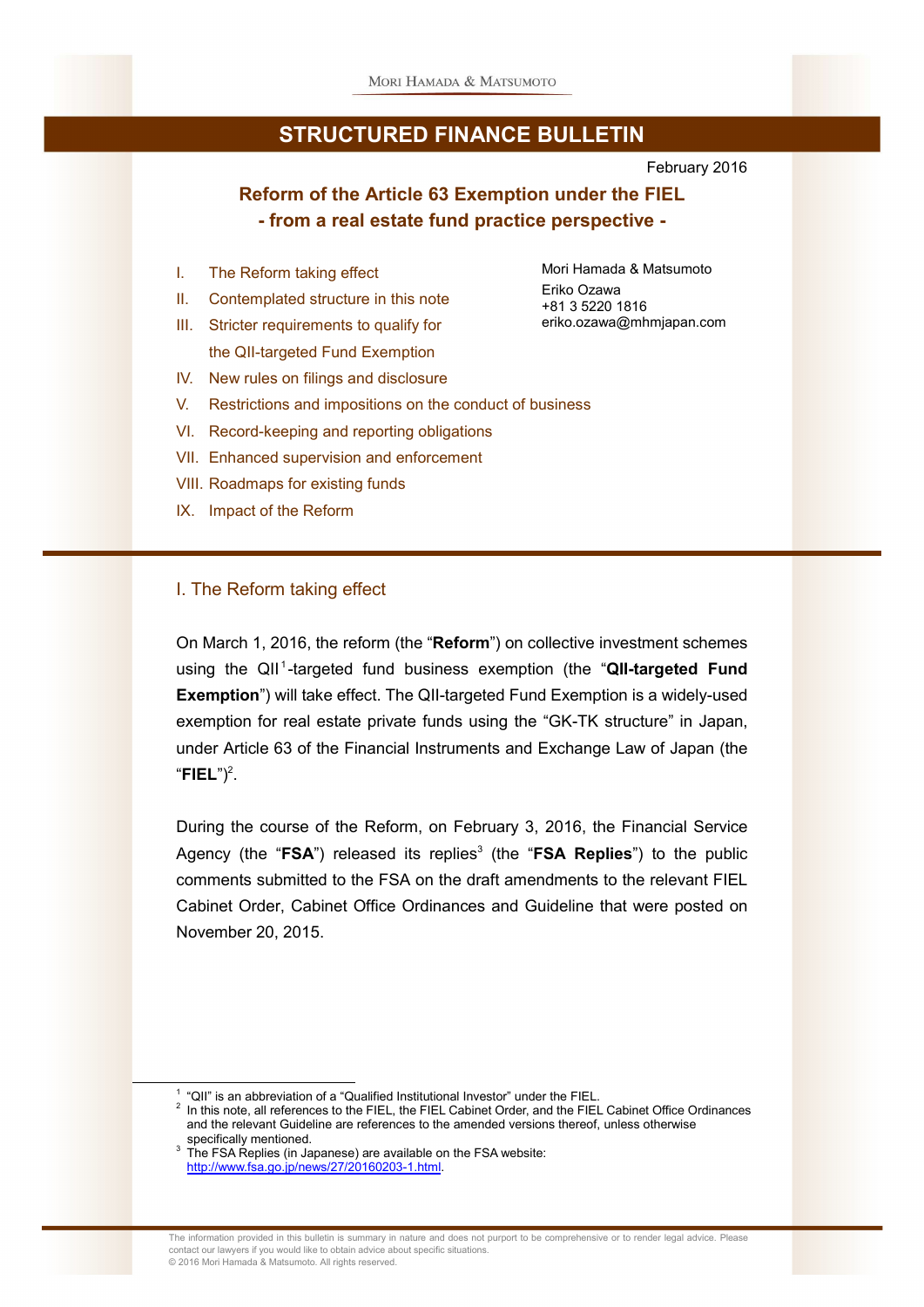Mori Hamada & Matsumoto

# STRUCTURED FINANCE BULLETIN

February 2016

## Reform of the Article 63 Exemption under the FIEL
## - from a real estate fund practice perspective -

Mori Hamada & Matsumoto
Eriko Ozawa
+81 3 5220 1816
eriko.ozawa@mhmjapan.com

I. The Reform taking effect
II. Contemplated structure in this note
III. Stricter requirements to qualify for the QII-targeted Fund Exemption
IV. New rules on filings and disclosure
V. Restrictions and impositions on the conduct of business
VI. Record-keeping and reporting obligations
VII. Enhanced supervision and enforcement
VIII. Roadmaps for existing funds
IX. Impact of the Reform

### I. The Reform taking effect

On March 1, 2016, the reform (the "**Reform**") on collective investment schemes using the QII[1]-targeted fund business exemption (the "**QII-targeted Fund Exemption**") will take effect. The QII-targeted Fund Exemption is a widely-used exemption for real estate private funds using the "GK-TK structure" in Japan, under Article 63 of the Financial Instruments and Exchange Law of Japan (the "**FIEL**")[2].

During the course of the Reform, on February 3, 2016, the Financial Service Agency (the "**FSA**") released its replies[3] (the "**FSA Replies**") to the public comments submitted to the FSA on the draft amendments to the relevant FIEL Cabinet Order, Cabinet Office Ordinances and Guideline that were posted on November 20, 2015.

---

[1] "QII" is an abbreviation of a "Qualified Institutional Investor" under the FIEL.

[2] In this note, all references to the FIEL, the FIEL Cabinet Order, and the FIEL Cabinet Office Ordinances and the relevant Guideline are references to the amended versions thereof, unless otherwise specifically mentioned.

[3] The FSA Replies (in Japanese) are available on the FSA website: http://www.fsa.go.jp/news/27/20160203-1.html.

The information provided in this bulletin is summary in nature and does not purport to be comprehensive or to render legal advice. Please contact our lawyers if you would like to obtain advice about specific situations.
© 2016 Mori Hamada & Matsumoto. All rights reserved.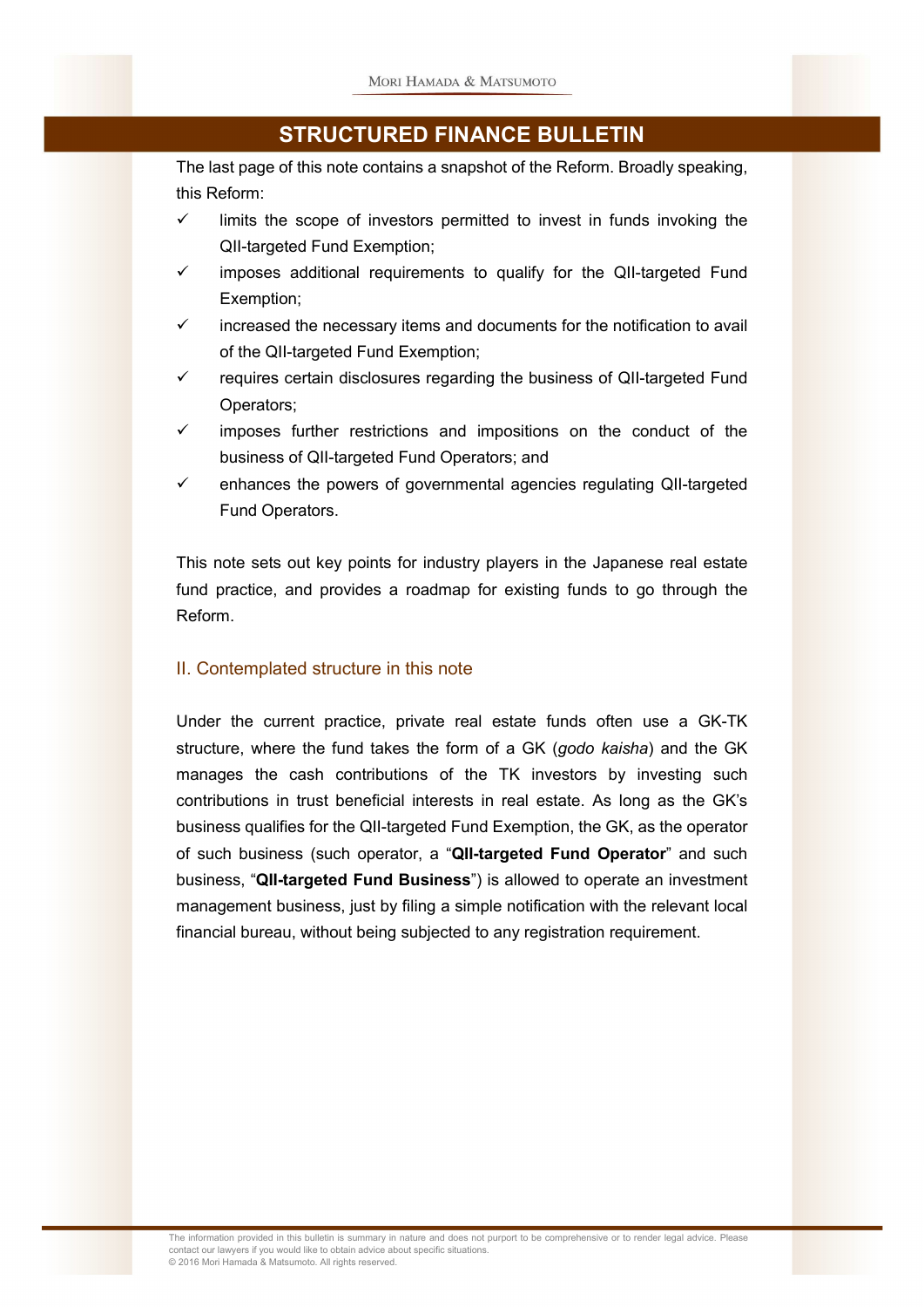The last page of this note contains a snapshot of the Reform. Broadly speaking, this Reform:

- ✓ limits the scope of investors permitted to invest in funds invoking the QII-targeted Fund Exemption;
- ✓ imposes additional requirements to qualify for the QII-targeted Fund Exemption;
- ✓ increased the necessary items and documents for the notification to avail of the QII-targeted Fund Exemption;
- ✓ requires certain disclosures regarding the business of QII-targeted Fund Operators;
- ✓ imposes further restrictions and impositions on the conduct of the business of QII-targeted Fund Operators; and
- ✓ enhances the powers of governmental agencies regulating QII-targeted Fund Operators.

This note sets out key points for industry players in the Japanese real estate fund practice, and provides a roadmap for existing funds to go through the Reform.

## II. Contemplated structure in this note

Under the current practice, private real estate funds often use a GK-TK structure, where the fund takes the form of a GK (*godo kaisha*) and the GK manages the cash contributions of the TK investors by investing such contributions in trust beneficial interests in real estate. As long as the GK's business qualifies for the QII-targeted Fund Exemption, the GK, as the operator of such business (such operator, a "**QII-targeted Fund Operator**" and such business, "**QII-targeted Fund Business**") is allowed to operate an investment management business, just by filing a simple notification with the relevant local financial bureau, without being subjected to any registration requirement.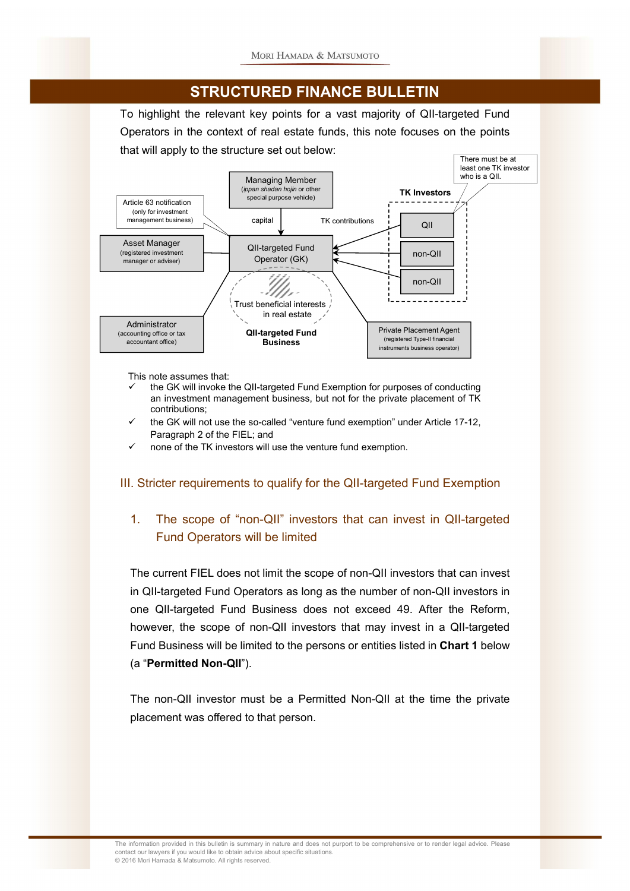To highlight the relevant key points for a vast majority of QII-targeted Fund Operators in the context of real estate funds, this note focuses on the points that will apply to the structure set out below:

Managing Member (*ippan shadan hojin* or other special purpose vehicle)

Article 63 notification (only for investment management business)

There must be at least one TK investor who is a QII.

TK Investors: QII, non-QII, non-QII

capital

TK contributions

Asset Manager (registered investment manager or adviser)

QII-targeted Fund Operator (GK)

Trust beneficial interests in real estate

QII-targeted Fund Business

Administrator (accounting office or tax accountant office)

Private Placement Agent (registered Type-II financial instruments business operator)

This note assumes that:

- ✓ the GK will invoke the QII-targeted Fund Exemption for purposes of conducting an investment management business, but not for the private placement of TK contributions;
- ✓ the GK will not use the so-called "venture fund exemption" under Article 17-12, Paragraph 2 of the FIEL; and
- ✓ none of the TK investors will use the venture fund exemption.

## III. Stricter requirements to qualify for the QII-targeted Fund Exemption

### 1. The scope of "non-QII" investors that can invest in QII-targeted Fund Operators will be limited

The current FIEL does not limit the scope of non-QII investors that can invest in QII-targeted Fund Operators as long as the number of non-QII investors in one QII-targeted Fund Business does not exceed 49. After the Reform, however, the scope of non-QII investors that may invest in a QII-targeted Fund Business will be limited to the persons or entities listed in **Chart 1** below (a "**Permitted Non-QII**").

The non-QII investor must be a Permitted Non-QII at the time the private placement was offered to that person.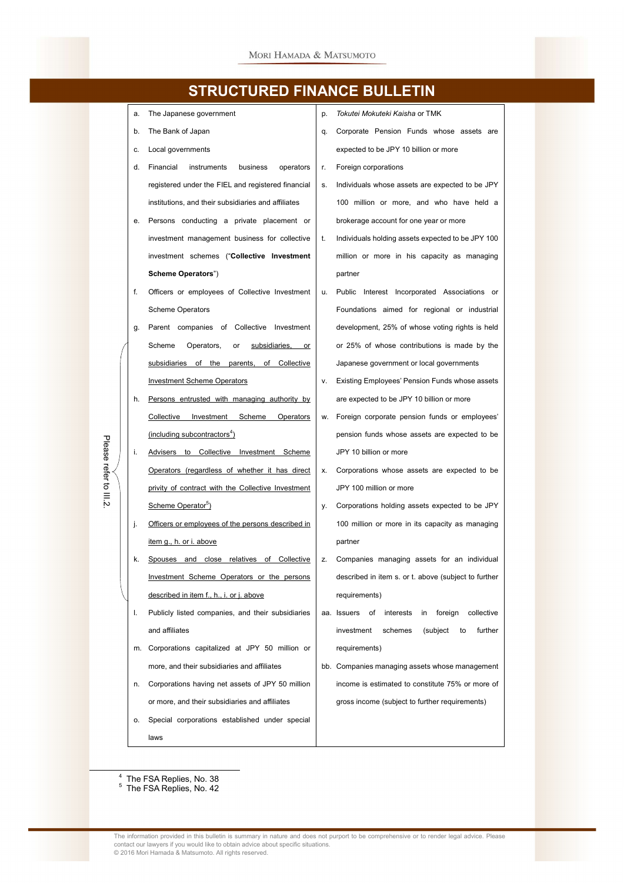a. The Japanese government

b. The Bank of Japan

c. Local governments

d. Financial instruments business operators registered under the FIEL and registered financial institutions, and their subsidiaries and affiliates

e. Persons conducting a private placement or investment management business for collective investment schemes ("**Collective Investment Scheme Operators**")

f. Officers or employees of Collective Investment Scheme Operators

g. Parent companies of Collective Investment Scheme Operators, or subsidiaries, or subsidiaries of the parents, of Collective Investment Scheme Operators

h. Persons entrusted with managing authority by Collective Investment Scheme Operators (including subcontractors[4])

i. Advisers to Collective Investment Scheme Operators (regardless of whether it has direct privity of contract with the Collective Investment Scheme Operator[5])

j. Officers or employees of the persons described in item g., h. or i. above

k. Spouses and close relatives of Collective Investment Scheme Operators or the persons described in item f., h., i. or j. above

(Items g. through k.: Please refer to III.2.)

l. Publicly listed companies, and their subsidiaries and affiliates

m. Corporations capitalized at JPY 50 million or more, and their subsidiaries and affiliates

n. Corporations having net assets of JPY 50 million or more, and their subsidiaries and affiliates

o. Special corporations established under special laws

p. *Tokutei Mokuteki Kaisha* or TMK

q. Corporate Pension Funds whose assets are expected to be JPY 10 billion or more

r. Foreign corporations

s. Individuals whose assets are expected to be JPY 100 million or more, and who have held a brokerage account for one year or more

t. Individuals holding assets expected to be JPY 100 million or more in his capacity as managing partner

u. Public Interest Incorporated Associations or Foundations aimed for regional or industrial development, 25% of whose voting rights is held or 25% of whose contributions is made by the Japanese government or local governments

v. Existing Employees' Pension Funds whose assets are expected to be JPY 10 billion or more

w. Foreign corporate pension funds or employees' pension funds whose assets are expected to be JPY 10 billion or more

x. Corporations whose assets are expected to be JPY 100 million or more

y. Corporations holding assets expected to be JPY 100 million or more in its capacity as managing partner

z. Companies managing assets for an individual described in item s. or t. above (subject to further requirements)

aa. Issuers of interests in foreign collective investment schemes (subject to further requirements)

bb. Companies managing assets whose management income is estimated to constitute 75% or more of gross income (subject to further requirements)

---

[4] The FSA Replies, No. 38

[5] The FSA Replies, No. 42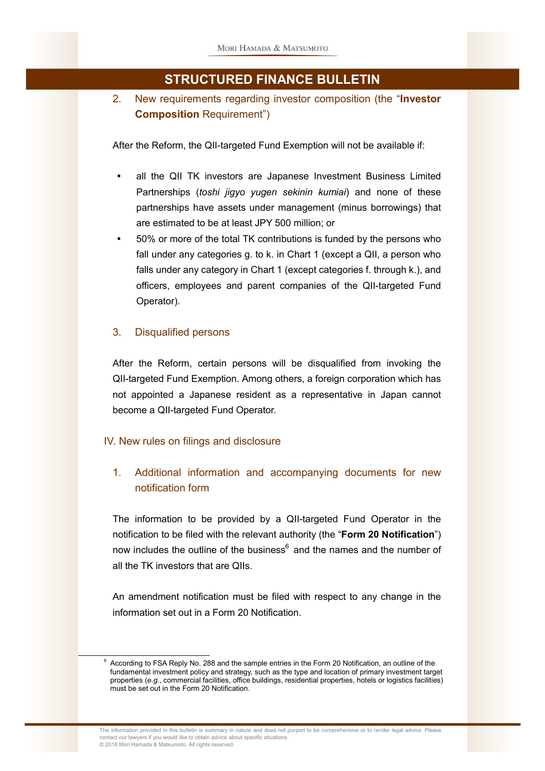### 2. New requirements regarding investor composition (the "**Investor Composition** Requirement")

After the Reform, the QII-targeted Fund Exemption will not be available if:

- all the QII TK investors are Japanese Investment Business Limited Partnerships (*toshi jigyo yugen sekinin kumiai*) and none of these partnerships have assets under management (minus borrowings) that are estimated to be at least JPY 500 million; or
- 50% or more of the total TK contributions is funded by the persons who fall under any categories g. to k. in Chart 1 (except a QII, a person who falls under any category in Chart 1 (except categories f. through k.), and officers, employees and parent companies of the QII-targeted Fund Operator).

### 3. Disqualified persons

After the Reform, certain persons will be disqualified from invoking the QII-targeted Fund Exemption. Among others, a foreign corporation which has not appointed a Japanese resident as a representative in Japan cannot become a QII-targeted Fund Operator.

## IV. New rules on filings and disclosure

### 1. Additional information and accompanying documents for new notification form

The information to be provided by a QII-targeted Fund Operator in the notification to be filed with the relevant authority (the "**Form 20 Notification**") now includes the outline of the business[6] and the names and the number of all the TK investors that are QIIs.

An amendment notification must be filed with respect to any change in the information set out in a Form 20 Notification.

---

[6] According to FSA Reply No. 288 and the sample entries in the Form 20 Notification, an outline of the fundamental investment policy and strategy, such as the type and location of primary investment target properties (*e.g.*, commercial facilities, office buildings, residential properties, hotels or logistics facilities) must be set out in the Form 20 Notification.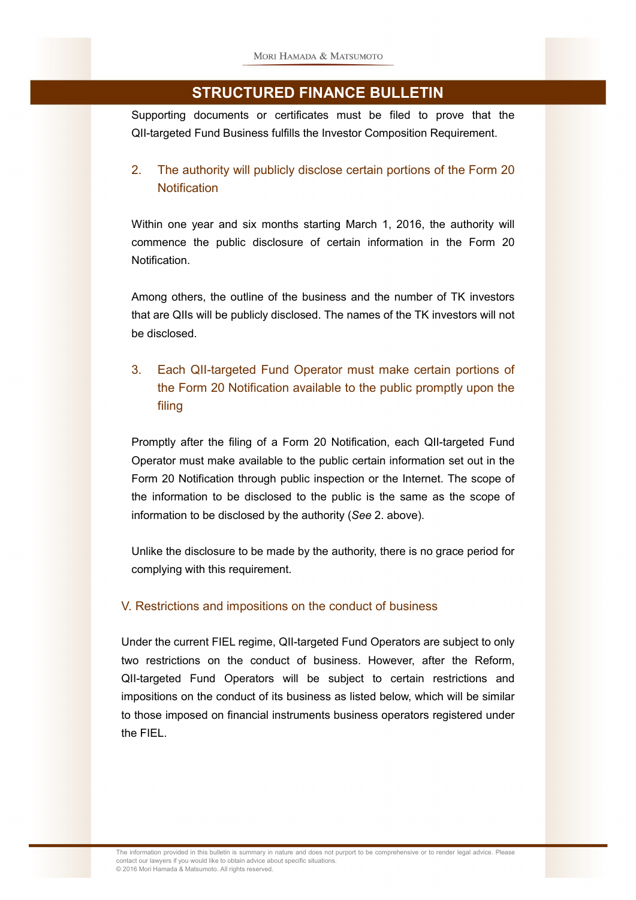Supporting documents or certificates must be filed to prove that the QII-targeted Fund Business fulfills the Investor Composition Requirement.

### 2. The authority will publicly disclose certain portions of the Form 20 Notification

Within one year and six months starting March 1, 2016, the authority will commence the public disclosure of certain information in the Form 20 Notification.

Among others, the outline of the business and the number of TK investors that are QIIs will be publicly disclosed. The names of the TK investors will not be disclosed.

### 3. Each QII-targeted Fund Operator must make certain portions of the Form 20 Notification available to the public promptly upon the filing

Promptly after the filing of a Form 20 Notification, each QII-targeted Fund Operator must make available to the public certain information set out in the Form 20 Notification through public inspection or the Internet. The scope of the information to be disclosed to the public is the same as the scope of information to be disclosed by the authority (*See* 2. above).

Unlike the disclosure to be made by the authority, there is no grace period for complying with this requirement.

## V. Restrictions and impositions on the conduct of business

Under the current FIEL regime, QII-targeted Fund Operators are subject to only two restrictions on the conduct of business. However, after the Reform, QII-targeted Fund Operators will be subject to certain restrictions and impositions on the conduct of its business as listed below, which will be similar to those imposed on financial instruments business operators registered under the FIEL.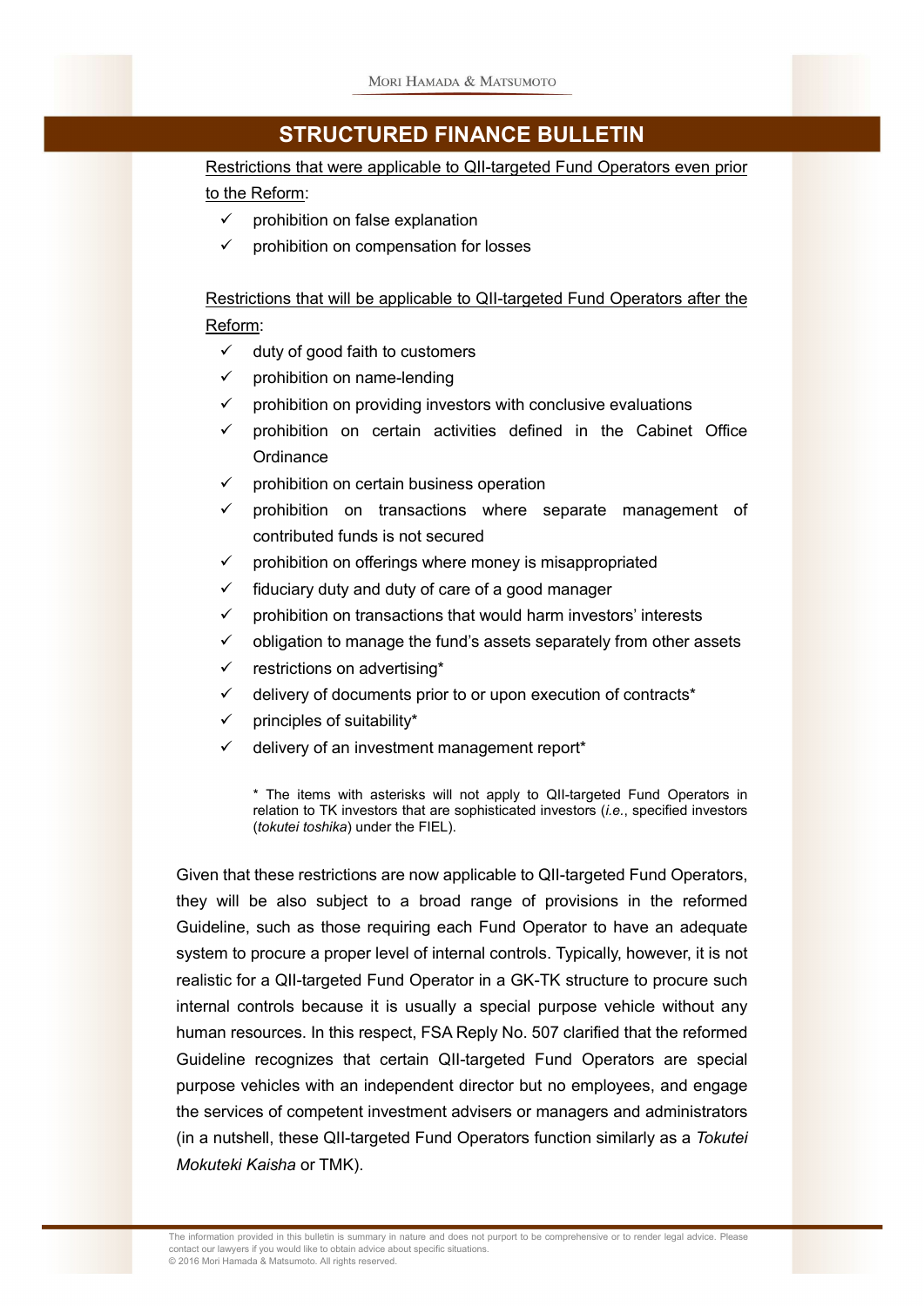<u>Restrictions that were applicable to QII-targeted Fund Operators even prior to the Reform</u>:

- ✓ prohibition on false explanation
- ✓ prohibition on compensation for losses

<u>Restrictions that will be applicable to QII-targeted Fund Operators after the Reform</u>:

- ✓ duty of good faith to customers
- ✓ prohibition on name-lending
- ✓ prohibition on providing investors with conclusive evaluations
- ✓ prohibition on certain activities defined in the Cabinet Office Ordinance
- ✓ prohibition on certain business operation
- ✓ prohibition on transactions where separate management of contributed funds is not secured
- ✓ prohibition on offerings where money is misappropriated
- ✓ fiduciary duty and duty of care of a good manager
- ✓ prohibition on transactions that would harm investors' interests
- ✓ obligation to manage the fund's assets separately from other assets
- ✓ restrictions on advertising*
- ✓ delivery of documents prior to or upon execution of contracts*
- ✓ principles of suitability*
- ✓ delivery of an investment management report*

\* The items with asterisks will not apply to QII-targeted Fund Operators in relation to TK investors that are sophisticated investors (*i.e.*, specified investors (*tokutei toshika*) under the FIEL).

Given that these restrictions are now applicable to QII-targeted Fund Operators, they will be also subject to a broad range of provisions in the reformed Guideline, such as those requiring each Fund Operator to have an adequate system to procure a proper level of internal controls. Typically, however, it is not realistic for a QII-targeted Fund Operator in a GK-TK structure to procure such internal controls because it is usually a special purpose vehicle without any human resources. In this respect, FSA Reply No. 507 clarified that the reformed Guideline recognizes that certain QII-targeted Fund Operators are special purpose vehicles with an independent director but no employees, and engage the services of competent investment advisers or managers and administrators (in a nutshell, these QII-targeted Fund Operators function similarly as a *Tokutei Mokuteki Kaisha* or TMK).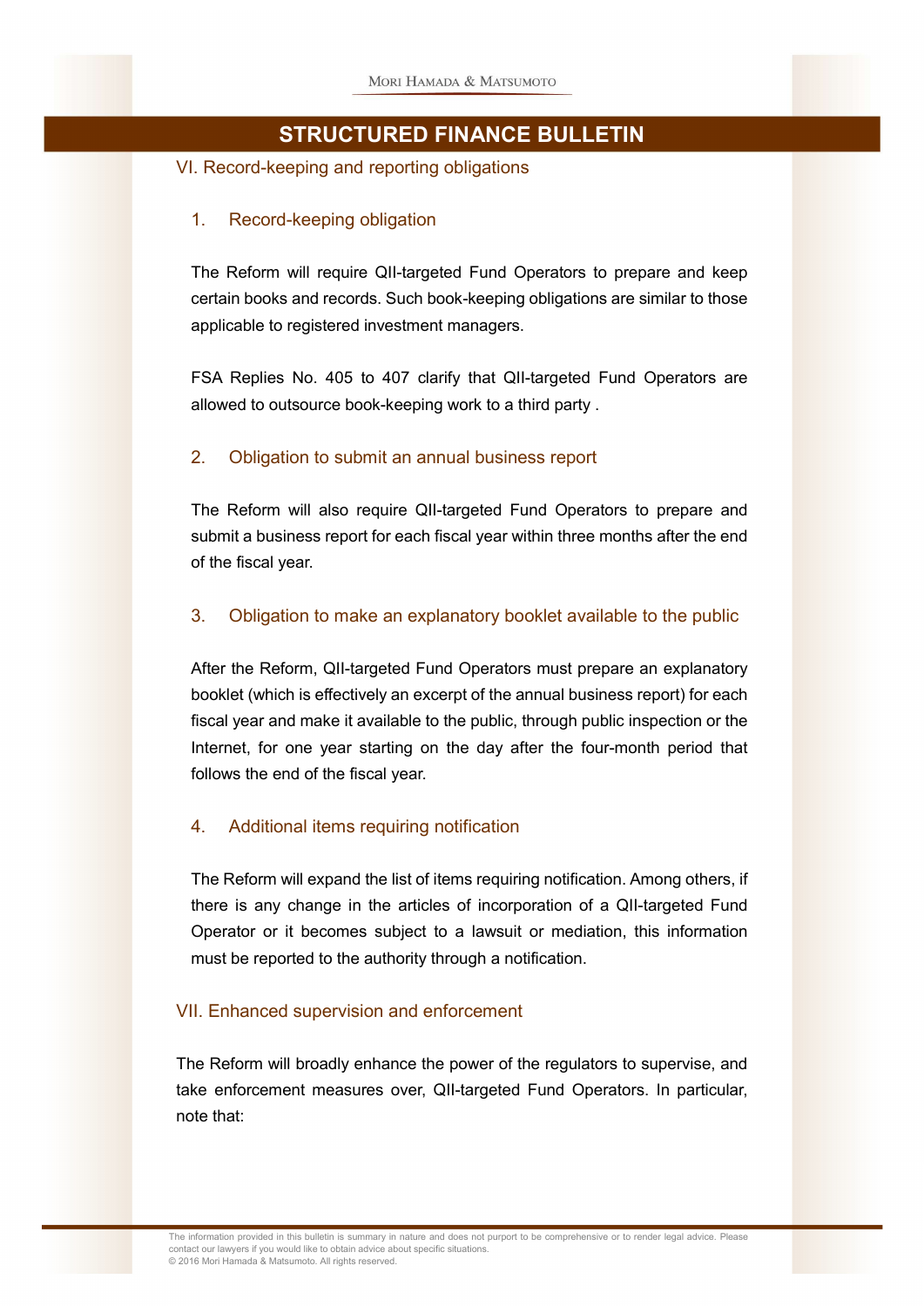## VI. Record-keeping and reporting obligations

### 1. Record-keeping obligation

The Reform will require QII-targeted Fund Operators to prepare and keep certain books and records. Such book-keeping obligations are similar to those applicable to registered investment managers.

FSA Replies No. 405 to 407 clarify that QII-targeted Fund Operators are allowed to outsource book-keeping work to a third party .

### 2. Obligation to submit an annual business report

The Reform will also require QII-targeted Fund Operators to prepare and submit a business report for each fiscal year within three months after the end of the fiscal year.

### 3. Obligation to make an explanatory booklet available to the public

After the Reform, QII-targeted Fund Operators must prepare an explanatory booklet (which is effectively an excerpt of the annual business report) for each fiscal year and make it available to the public, through public inspection or the Internet, for one year starting on the day after the four-month period that follows the end of the fiscal year.

### 4. Additional items requiring notification

The Reform will expand the list of items requiring notification. Among others, if there is any change in the articles of incorporation of a QII-targeted Fund Operator or it becomes subject to a lawsuit or mediation, this information must be reported to the authority through a notification.

## VII. Enhanced supervision and enforcement

The Reform will broadly enhance the power of the regulators to supervise, and take enforcement measures over, QII-targeted Fund Operators. In particular, note that: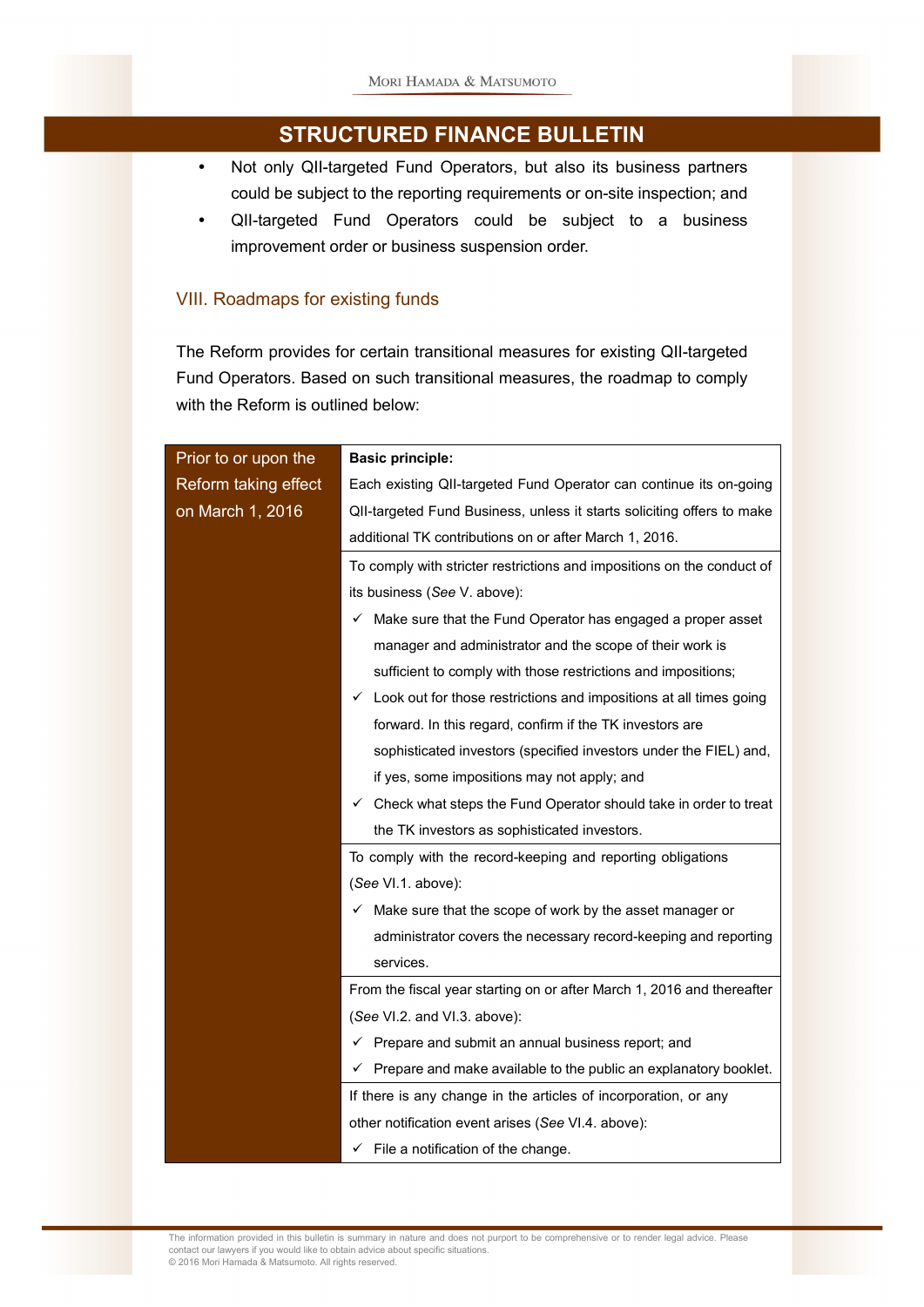- Not only QII-targeted Fund Operators, but also its business partners could be subject to the reporting requirements or on-site inspection; and
- QII-targeted Fund Operators could be subject to a business improvement order or business suspension order.

## VIII. Roadmaps for existing funds

The Reform provides for certain transitional measures for existing QII-targeted Fund Operators. Based on such transitional measures, the roadmap to comply with the Reform is outlined below:

| Prior to or upon the Reform taking effect on March 1, 2016 | **Basic principle:** Each existing QII-targeted Fund Operator can continue its on-going QII-targeted Fund Business, unless it starts soliciting offers to make additional TK contributions on or after March 1, 2016. |
|---|---|
| | To comply with stricter restrictions and impositions on the conduct of its business (*See* V. above):<br>✓ Make sure that the Fund Operator has engaged a proper asset manager and administrator and the scope of their work is sufficient to comply with those restrictions and impositions;<br>✓ Look out for those restrictions and impositions at all times going forward. In this regard, confirm if the TK investors are sophisticated investors (specified investors under the FIEL) and, if yes, some impositions may not apply; and<br>✓ Check what steps the Fund Operator should take in order to treat the TK investors as sophisticated investors. |
| | To comply with the record-keeping and reporting obligations (*See* VI.1. above):<br>✓ Make sure that the scope of work by the asset manager or administrator covers the necessary record-keeping and reporting services. |
| | From the fiscal year starting on or after March 1, 2016 and thereafter (*See* VI.2. and VI.3. above):<br>✓ Prepare and submit an annual business report; and<br>✓ Prepare and make available to the public an explanatory booklet. |
| | If there is any change in the articles of incorporation, or any other notification event arises (*See* VI.4. above):<br>✓ File a notification of the change. |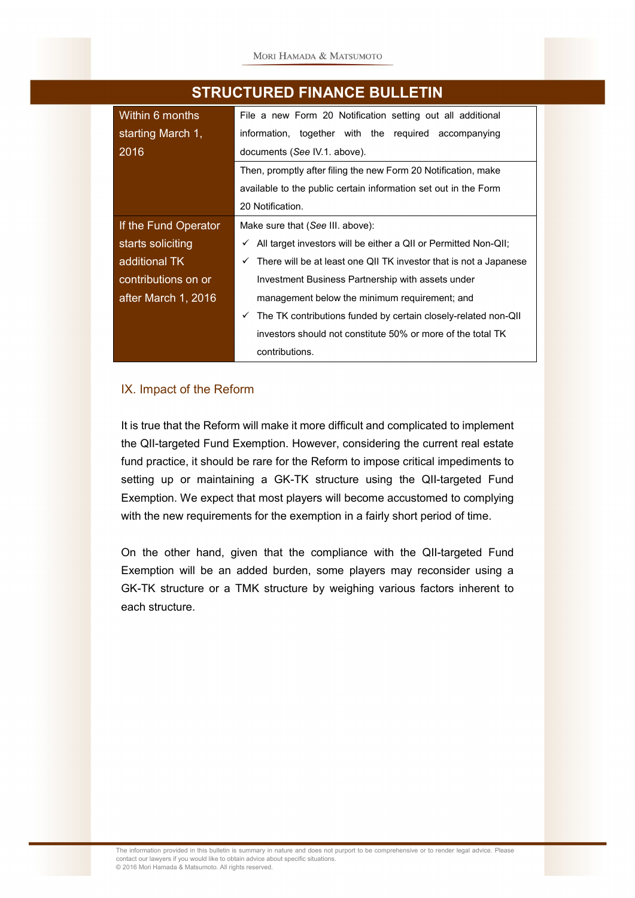| | |
|---|---|
| Within 6 months starting March 1, 2016 | File a new Form 20 Notification setting out all additional information, together with the required accompanying documents (*See* IV.1. above). |
| | Then, promptly after filing the new Form 20 Notification, make available to the public certain information set out in the Form 20 Notification. |
| If the Fund Operator starts soliciting additional TK contributions on or after March 1, 2016 | Make sure that (*See* III. above):<br>✓ All target investors will be either a QII or Permitted Non-QII;<br>✓ There will be at least one QII TK investor that is not a Japanese Investment Business Partnership with assets under management below the minimum requirement; and<br>✓ The TK contributions funded by certain closely-related non-QII investors should not constitute 50% or more of the total TK contributions. |

## IX. Impact of the Reform

It is true that the Reform will make it more difficult and complicated to implement the QII-targeted Fund Exemption. However, considering the current real estate fund practice, it should be rare for the Reform to impose critical impediments to setting up or maintaining a GK-TK structure using the QII-targeted Fund Exemption. We expect that most players will become accustomed to complying with the new requirements for the exemption in a fairly short period of time.

On the other hand, given that the compliance with the QII-targeted Fund Exemption will be an added burden, some players may reconsider using a GK-TK structure or a TMK structure by weighing various factors inherent to each structure.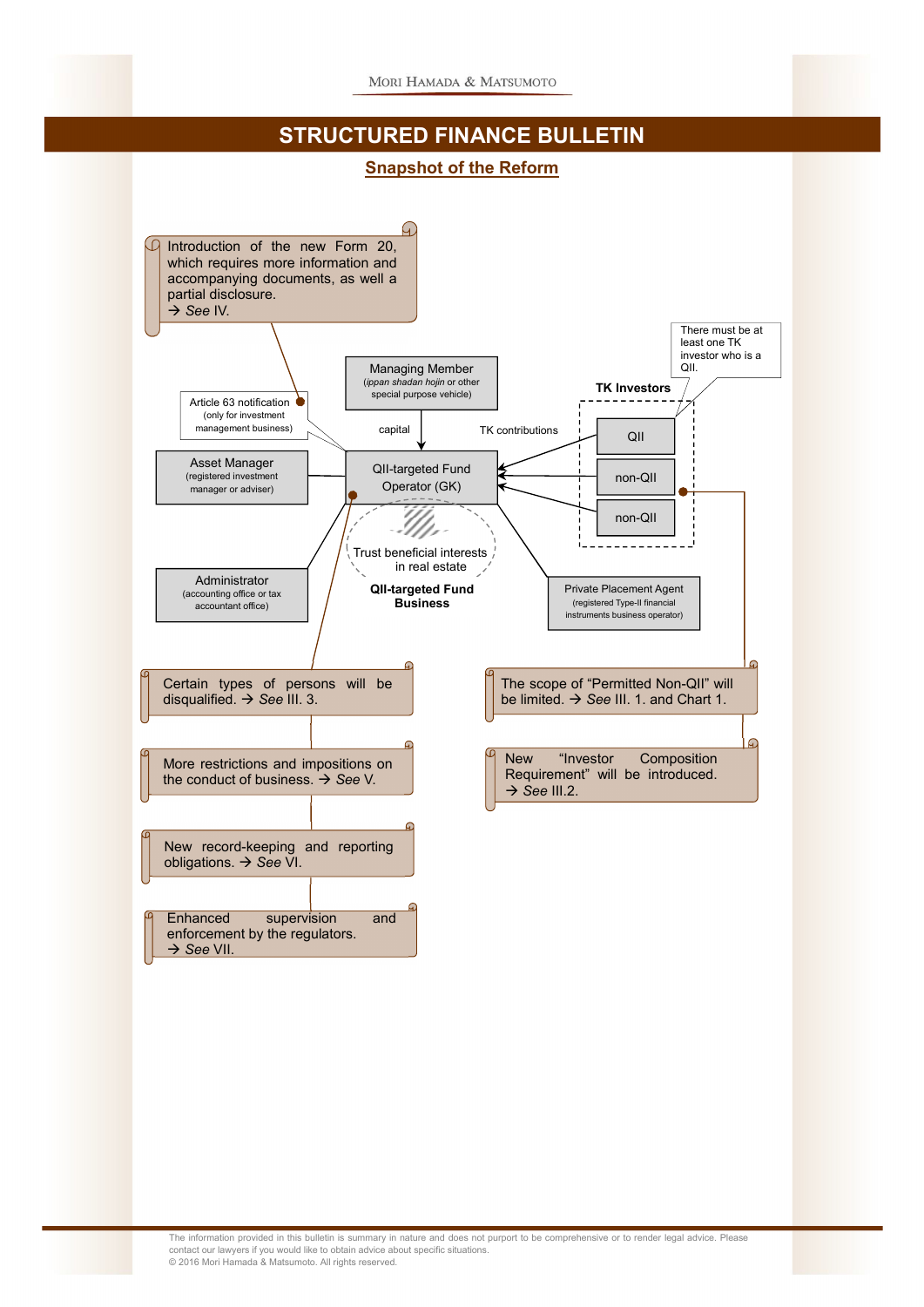## Snapshot of the Reform

Introduction of the new Form 20, which requires more information and accompanying documents, as well a partial disclosure. → *See* IV.

Article 63 notification (only for investment management business)

Managing Member (*ippan shadan hojin* or other special purpose vehicle)

capital

TK contributions

**TK Investors**

There must be at least one TK investor who is a QII.

QII

non-QII

non-QII

Asset Manager (registered investment manager or adviser)

QII-targeted Fund Operator (GK)

Trust beneficial interests in real estate

**QII-targeted Fund Business**

Administrator (accounting office or tax accountant office)

Private Placement Agent (registered Type-II financial instruments business operator)

Certain types of persons will be disqualified. → *See* III. 3.

The scope of “Permitted Non-QII” will be limited. → *See* III. 1. and Chart 1.

More restrictions and impositions on the conduct of business. → *See* V.

New “Investor Composition Requirement” will be introduced. → *See* III.2.

New record-keeping and reporting obligations. → *See* VI.

Enhanced supervision and enforcement by the regulators. → *See* VII.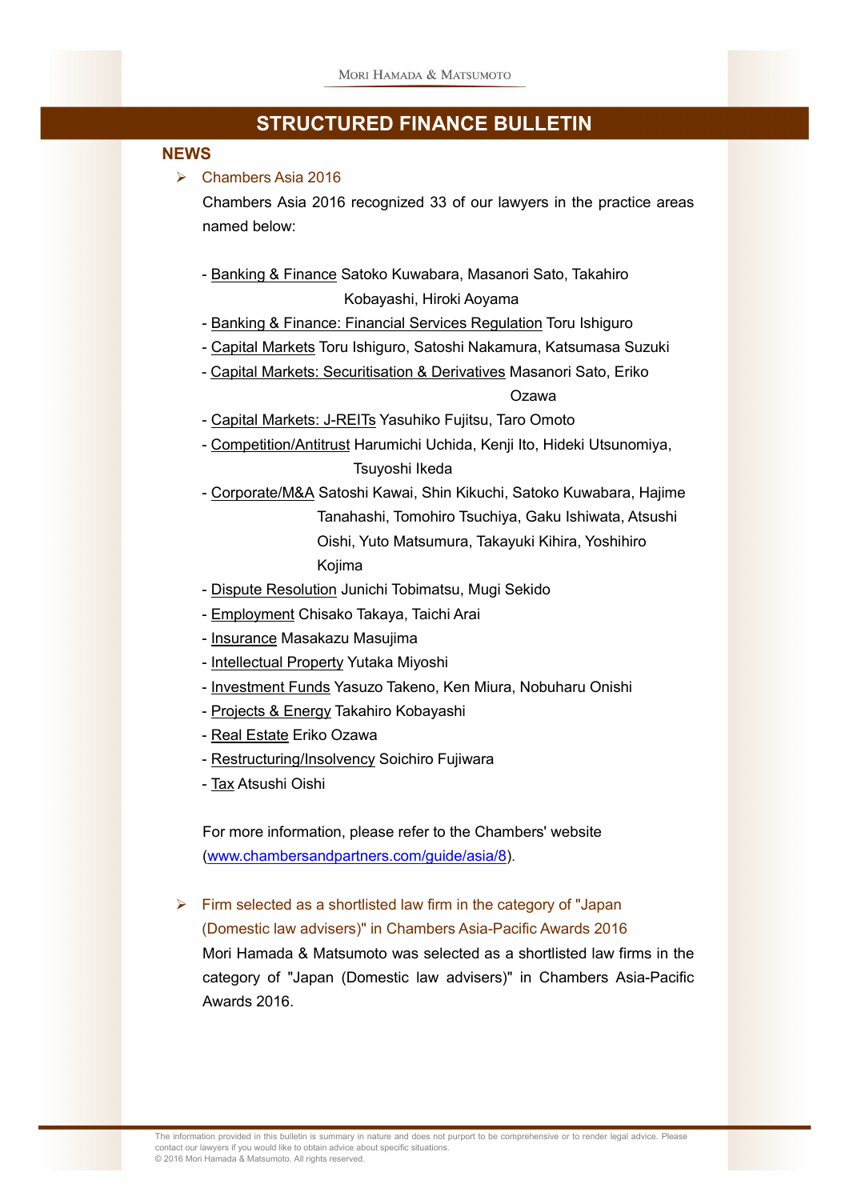# STRUCTURED FINANCE BULLETIN

## NEWS

- **Chambers Asia 2016**

  Chambers Asia 2016 recognized 33 of our lawyers in the practice areas named below:

  - Banking & Finance Satoko Kuwabara, Masanori Sato, Takahiro Kobayashi, Hiroki Aoyama
  - Banking & Finance: Financial Services Regulation Toru Ishiguro
  - Capital Markets Toru Ishiguro, Satoshi Nakamura, Katsumasa Suzuki
  - Capital Markets: Securitisation & Derivatives Masanori Sato, Eriko Ozawa
  - Capital Markets: J-REITs Yasuhiko Fujitsu, Taro Omoto
  - Competition/Antitrust Harumichi Uchida, Kenji Ito, Hideki Utsunomiya, Tsuyoshi Ikeda
  - Corporate/M&A Satoshi Kawai, Shin Kikuchi, Satoko Kuwabara, Hajime Tanahashi, Tomohiro Tsuchiya, Gaku Ishiwata, Atsushi Oishi, Yuto Matsumura, Takayuki Kihira, Yoshihiro Kojima
  - Dispute Resolution Junichi Tobimatsu, Mugi Sekido
  - Employment Chisako Takaya, Taichi Arai
  - Insurance Masakazu Masujima
  - Intellectual Property Yutaka Miyoshi
  - Investment Funds Yasuzo Takeno, Ken Miura, Nobuharu Onishi
  - Projects & Energy Takahiro Kobayashi
  - Real Estate Eriko Ozawa
  - Restructuring/Insolvency Soichiro Fujiwara
  - Tax Atsushi Oishi

  For more information, please refer to the Chambers' website (www.chambersandpartners.com/guide/asia/8).

- **Firm selected as a shortlisted law firm in the category of "Japan (Domestic law advisers)" in Chambers Asia-Pacific Awards 2016**

  Mori Hamada & Matsumoto was selected as a shortlisted law firms in the category of "Japan (Domestic law advisers)" in Chambers Asia-Pacific Awards 2016.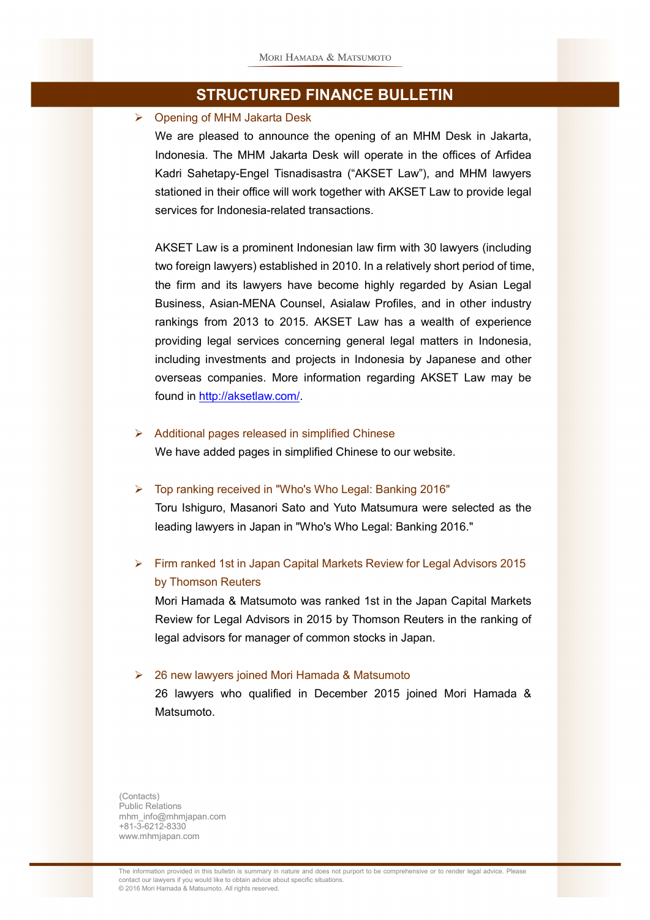# STRUCTURED FINANCE BULLETIN

- **Opening of MHM Jakarta Desk**

  We are pleased to announce the opening of an MHM Desk in Jakarta, Indonesia. The MHM Jakarta Desk will operate in the offices of Arfidea Kadri Sahetapy-Engel Tisnadisastra ("AKSET Law"), and MHM lawyers stationed in their office will work together with AKSET Law to provide legal services for Indonesia-related transactions.

  AKSET Law is a prominent Indonesian law firm with 30 lawyers (including two foreign lawyers) established in 2010. In a relatively short period of time, the firm and its lawyers have become highly regarded by Asian Legal Business, Asian-MENA Counsel, Asialaw Profiles, and in other industry rankings from 2013 to 2015. AKSET Law has a wealth of experience providing legal services concerning general legal matters in Indonesia, including investments and projects in Indonesia by Japanese and other overseas companies. More information regarding AKSET Law may be found in http://aksetlaw.com/.

- **Additional pages released in simplified Chinese**

  We have added pages in simplified Chinese to our website.

- **Top ranking received in "Who's Who Legal: Banking 2016"**

  Toru Ishiguro, Masanori Sato and Yuto Matsumura were selected as the leading lawyers in Japan in "Who's Who Legal: Banking 2016."

- **Firm ranked 1st in Japan Capital Markets Review for Legal Advisors 2015 by Thomson Reuters**

  Mori Hamada & Matsumoto was ranked 1st in the Japan Capital Markets Review for Legal Advisors in 2015 by Thomson Reuters in the ranking of legal advisors for manager of common stocks in Japan.

- **26 new lawyers joined Mori Hamada & Matsumoto**

  26 lawyers who qualified in December 2015 joined Mori Hamada & Matsumoto.

(Contacts)
Public Relations
mhm_info@mhmjapan.com
+81-3-6212-8330
www.mhmjapan.com

The information provided in this bulletin is summary in nature and does not purport to be comprehensive or to render legal advice. Please contact our lawyers if you would like to obtain advice about specific situations.
© 2016 Mori Hamada & Matsumoto. All rights reserved.